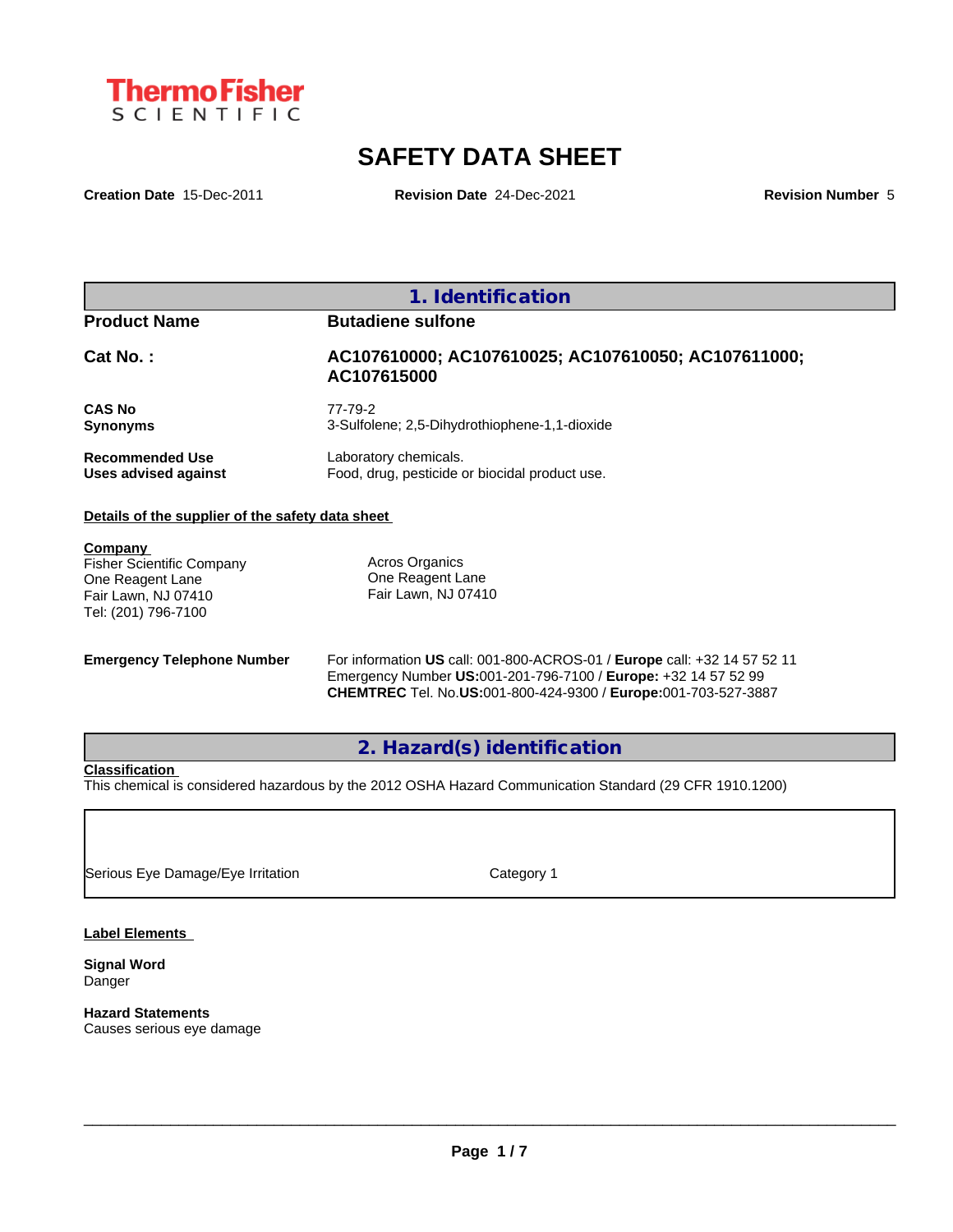Thermo Fisher SCIENTIFIC

# SAFETY DATA SHEET

**Creation Date** 15-Dec-2011 **Revision Date** 24-Dec-2021 **Revision Number** 5

## 1. Identification

| | |
|---|---|
| **Product Name** | **Butadiene sulfone** |
| **Cat No. :** | **AC107610000; AC107610025; AC107610050; AC107611000; AC107615000** |
| **CAS No** | 77-79-2 |
| **Synonyms** | 3-Sulfolene; 2,5-Dihydrothiophene-1,1-dioxide |
| **Recommended Use** | Laboratory chemicals. |
| **Uses advised against** | Food, drug, pesticide or biocidal product use. |

**Details of the supplier of the safety data sheet**

**Company**
Fisher Scientific Company
One Reagent Lane
Fair Lawn, NJ 07410
Tel: (201) 796-7100

Acros Organics
One Reagent Lane
Fair Lawn, NJ 07410

**Emergency Telephone Number**
For information **US** call: 001-800-ACROS-01 / **Europe** call: +32 14 57 52 11
Emergency Number **US:**001-201-796-7100 / **Europe:** +32 14 57 52 99
**CHEMTREC** Tel. No.**US:**001-800-424-9300 / **Europe:**001-703-527-3887

## 2. Hazard(s) identification

**Classification**
This chemical is considered hazardous by the 2012 OSHA Hazard Communication Standard (29 CFR 1910.1200)

| | |
|---|---|
| Serious Eye Damage/Eye Irritation | Category 1 |

**Label Elements**

**Signal Word**
Danger

**Hazard Statements**
Causes serious eye damage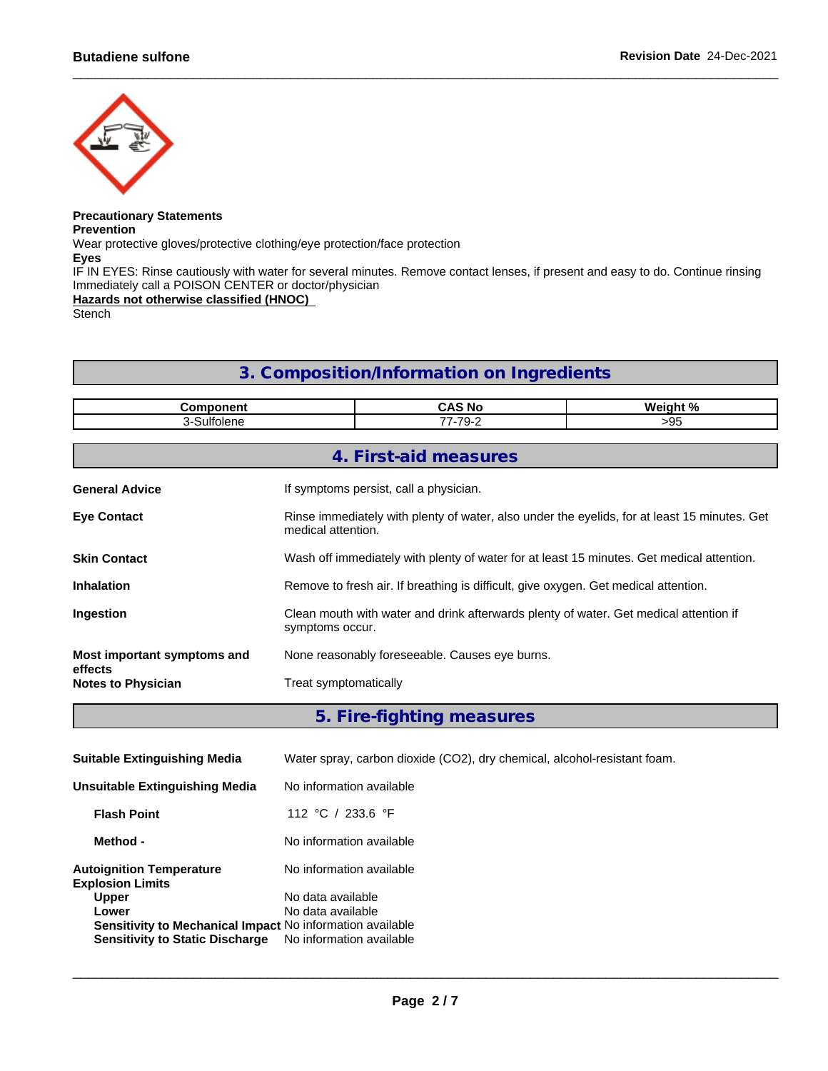**Precautionary Statements**

**Prevention**

Wear protective gloves/protective clothing/eye protection/face protection

**Eyes**

IF IN EYES: Rinse cautiously with water for several minutes. Remove contact lenses, if present and easy to do. Continue rinsing
Immediately call a POISON CENTER or doctor/physician

**Hazards not otherwise classified (HNOC)**

Stench

## 3. Composition/Information on Ingredients

| Component | CAS No | Weight % |
|---|---|---|
| 3-Sulfolene | 77-79-2 | >95 |

## 4. First-aid measures

| | |
|---|---|
| **General Advice** | If symptoms persist, call a physician. |
| **Eye Contact** | Rinse immediately with plenty of water, also under the eyelids, for at least 15 minutes. Get medical attention. |
| **Skin Contact** | Wash off immediately with plenty of water for at least 15 minutes. Get medical attention. |
| **Inhalation** | Remove to fresh air. If breathing is difficult, give oxygen. Get medical attention. |
| **Ingestion** | Clean mouth with water and drink afterwards plenty of water. Get medical attention if symptoms occur. |
| **Most important symptoms and effects** | None reasonably foreseeable. Causes eye burns. |
| **Notes to Physician** | Treat symptomatically |

## 5. Fire-fighting measures

| | |
|---|---|
| **Suitable Extinguishing Media** | Water spray, carbon dioxide ($CO_2$), dry chemical, alcohol-resistant foam. |
| **Unsuitable Extinguishing Media** | No information available |
| **Flash Point** | 112 °C / 233.6 °F |
| **Method -** | No information available |
| **Autoignition Temperature** | No information available |
| **Explosion Limits** | |
| **Upper** | No data available |
| **Lower** | No data available |
| **Sensitivity to Mechanical Impact** | No information available |
| **Sensitivity to Static Discharge** | No information available |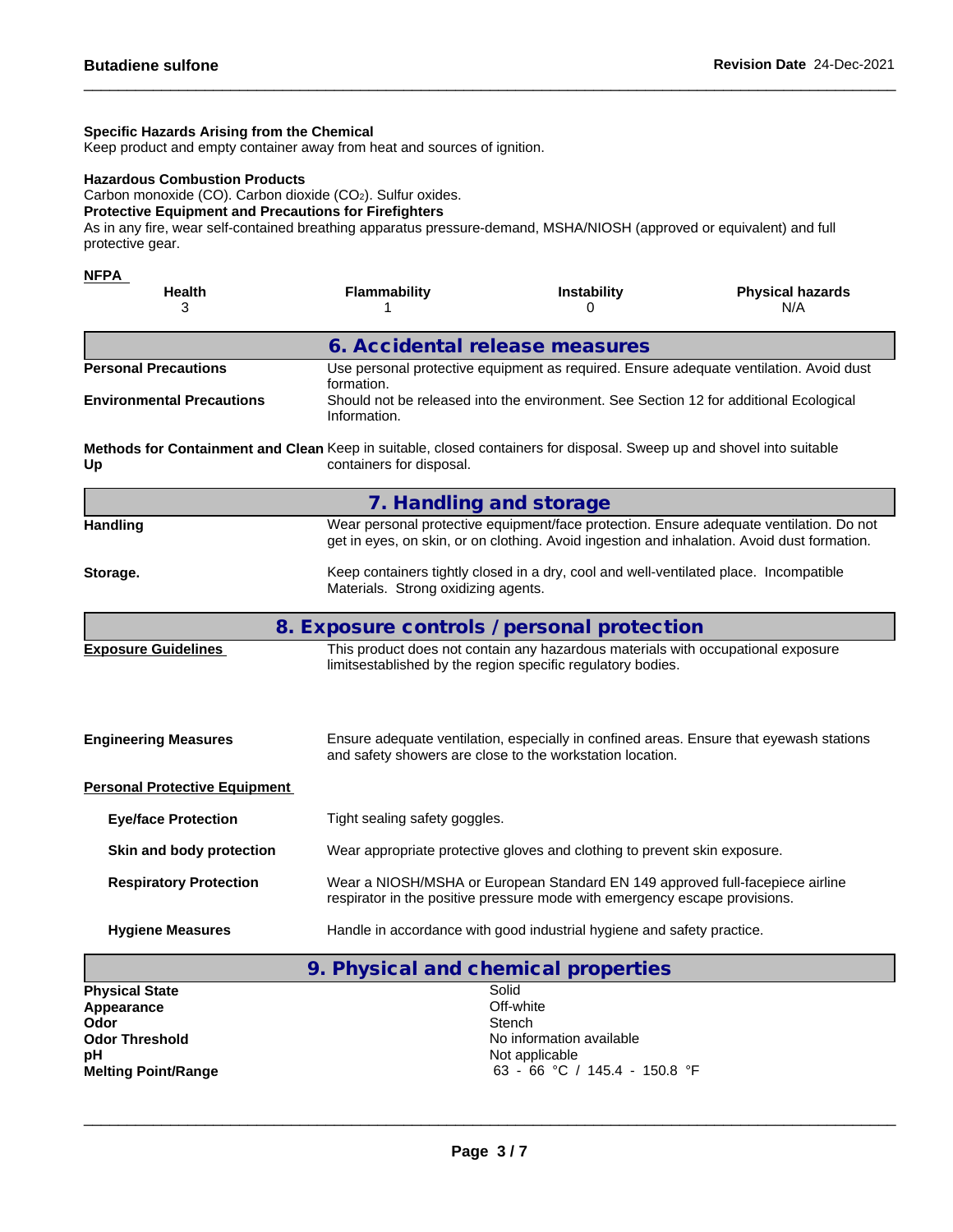**Specific Hazards Arising from the Chemical**
Keep product and empty container away from heat and sources of ignition.

**Hazardous Combustion Products**
Carbon monoxide (CO). Carbon dioxide ($CO_2$). Sulfur oxides.

**Protective Equipment and Precautions for Firefighters**
As in any fire, wear self-contained breathing apparatus pressure-demand, MSHA/NIOSH (approved or equivalent) and full protective gear.

**NFPA**

| Health | Flammability | Instability | Physical hazards |
|---|---|---|---|
| 3 | 1 | 0 | N/A |

## 6. Accidental release measures

**Personal Precautions** Use personal protective equipment as required. Ensure adequate ventilation. Avoid dust formation.

**Environmental Precautions** Should not be released into the environment. See Section 12 for additional Ecological Information.

**Methods for Containment and Clean Up** Keep in suitable, closed containers for disposal. Sweep up and shovel into suitable containers for disposal.

## 7. Handling and storage

**Handling** Wear personal protective equipment/face protection. Ensure adequate ventilation. Do not get in eyes, on skin, or on clothing. Avoid ingestion and inhalation. Avoid dust formation.

**Storage.** Keep containers tightly closed in a dry, cool and well-ventilated place. Incompatible Materials. Strong oxidizing agents.

## 8. Exposure controls / personal protection

**Exposure Guidelines** This product does not contain any hazardous materials with occupational exposure limitsestablished by the region specific regulatory bodies.

**Engineering Measures** Ensure adequate ventilation, especially in confined areas. Ensure that eyewash stations and safety showers are close to the workstation location.

**Personal Protective Equipment**

**Eye/face Protection** Tight sealing safety goggles.

**Skin and body protection** Wear appropriate protective gloves and clothing to prevent skin exposure.

**Respiratory Protection** Wear a NIOSH/MSHA or European Standard EN 149 approved full-facepiece airline respirator in the positive pressure mode with emergency escape provisions.

**Hygiene Measures** Handle in accordance with good industrial hygiene and safety practice.

## 9. Physical and chemical properties

| | |
|---|---|
| **Physical State** | Solid |
| **Appearance** | Off-white |
| **Odor** | Stench |
| **Odor Threshold** | No information available |
| **pH** | Not applicable |
| **Melting Point/Range** | 63 - 66 °C / 145.4 - 150.8 °F |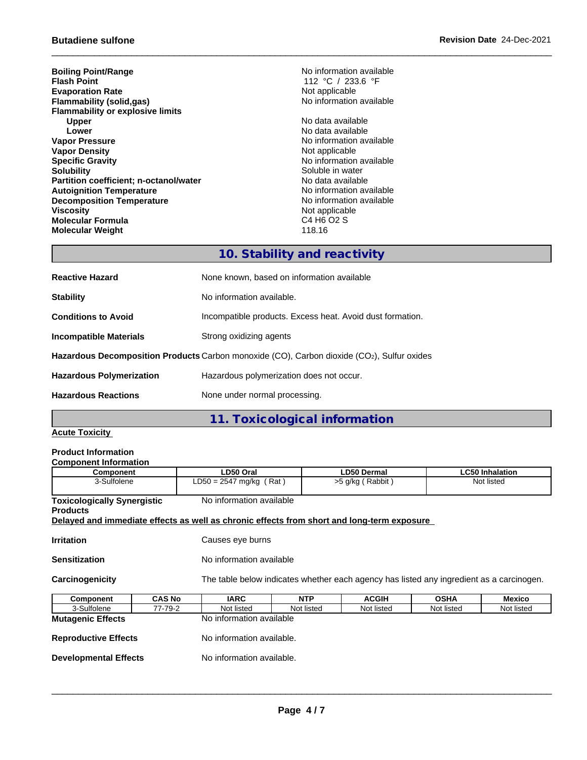| | |
|---|---|
| **Boiling Point/Range** | No information available |
| **Flash Point** | 112 °C / 233.6 °F |
| **Evaporation Rate** | Not applicable |
| **Flammability (solid,gas)** | No information available |
| **Flammability or explosive limits** | |
| **Upper** | No data available |
| **Lower** | No data available |
| **Vapor Pressure** | No information available |
| **Vapor Density** | Not applicable |
| **Specific Gravity** | No information available |
| **Solubility** | Soluble in water |
| **Partition coefficient; n-octanol/water** | No data available |
| **Autoignition Temperature** | No information available |
| **Decomposition Temperature** | No information available |
| **Viscosity** | Not applicable |
| **Molecular Formula** | C4 H6 O2 S |
| **Molecular Weight** | 118.16 |

## 10. Stability and reactivity

**Reactive Hazard** None known, based on information available

**Stability** No information available.

**Conditions to Avoid** Incompatible products. Excess heat. Avoid dust formation.

**Incompatible Materials** Strong oxidizing agents

**Hazardous Decomposition Products** Carbon monoxide (CO), Carbon dioxide ($CO_2$), Sulfur oxides

**Hazardous Polymerization** Hazardous polymerization does not occur.

**Hazardous Reactions** None under normal processing.

## 11. Toxicological information

**Acute Toxicity**

**Product Information**

**Component Information**

| Component | LD50 Oral | LD50 Dermal | LC50 Inhalation |
|---|---|---|---|
| 3-Sulfolene | LD50 = 2547 mg/kg ( Rat ) | >5 g/kg ( Rabbit ) | Not listed |

**Toxicologically Synergistic Products** No information available

**Delayed and immediate effects as well as chronic effects from short and long-term exposure**

**Irritation** Causes eye burns

**Sensitization** No information available

**Carcinogenicity** The table below indicates whether each agency has listed any ingredient as a carcinogen.

| Component | CAS No | IARC | NTP | ACGIH | OSHA | Mexico |
|---|---|---|---|---|---|---|
| 3-Sulfolene | 77-79-2 | Not listed | Not listed | Not listed | Not listed | Not listed |

**Mutagenic Effects** No information available

**Reproductive Effects** No information available.

**Developmental Effects** No information available.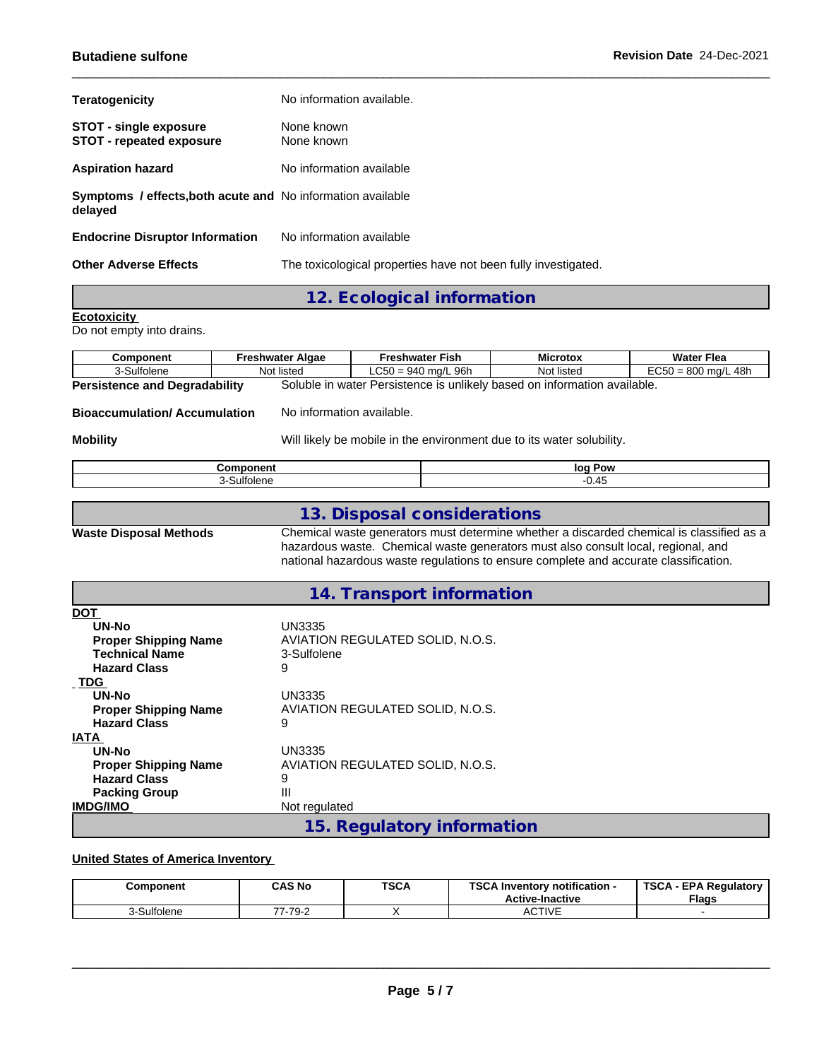| | |
|---|---|
| **Teratogenicity** | No information available. |
| **STOT - single exposure** | None known |
| **STOT - repeated exposure** | None known |
| **Aspiration hazard** | No information available |
| **Symptoms / effects,both acute and delayed** | No information available |
| **Endocrine Disruptor Information** | No information available |
| **Other Adverse Effects** | The toxicological properties have not been fully investigated. |

## 12. Ecological information

**Ecotoxicity**
Do not empty into drains.

| Component | Freshwater Algae | Freshwater Fish | Microtox | Water Flea |
|---|---|---|---|---|
| 3-Sulfolene | Not listed | LC50 = 940 mg/L 96h | Not listed | EC50 = 800 mg/L 48h |

**Persistence and Degradability** Soluble in water Persistence is unlikely based on information available.

**Bioaccumulation/ Accumulation** No information available.

**Mobility** Will likely be mobile in the environment due to its water solubility.

| Component | log Pow |
|---|---|
| 3-Sulfolene | -0.45 |

## 13. Disposal considerations

**Waste Disposal Methods** Chemical waste generators must determine whether a discarded chemical is classified as a hazardous waste. Chemical waste generators must also consult local, regional, and national hazardous waste regulations to ensure complete and accurate classification.

## 14. Transport information

**DOT**

| | |
|---|---|
| **UN-No** | UN3335 |
| **Proper Shipping Name** | AVIATION REGULATED SOLID, N.O.S. |
| **Technical Name** | 3-Sulfolene |
| **Hazard Class** | 9 |

**TDG**

| | |
|---|---|
| **UN-No** | UN3335 |
| **Proper Shipping Name** | AVIATION REGULATED SOLID, N.O.S. |
| **Hazard Class** | 9 |

**IATA**

| | |
|---|---|
| **UN-No** | UN3335 |
| **Proper Shipping Name** | AVIATION REGULATED SOLID, N.O.S. |
| **Hazard Class** | 9 |
| **Packing Group** | III |

**IMDG/IMO** Not regulated

## 15. Regulatory information

**United States of America Inventory**

| Component | CAS No | TSCA | TSCA Inventory notification - Active-Inactive | TSCA - EPA Regulatory Flags |
|---|---|---|---|---|
| 3-Sulfolene | 77-79-2 | X | ACTIVE | - |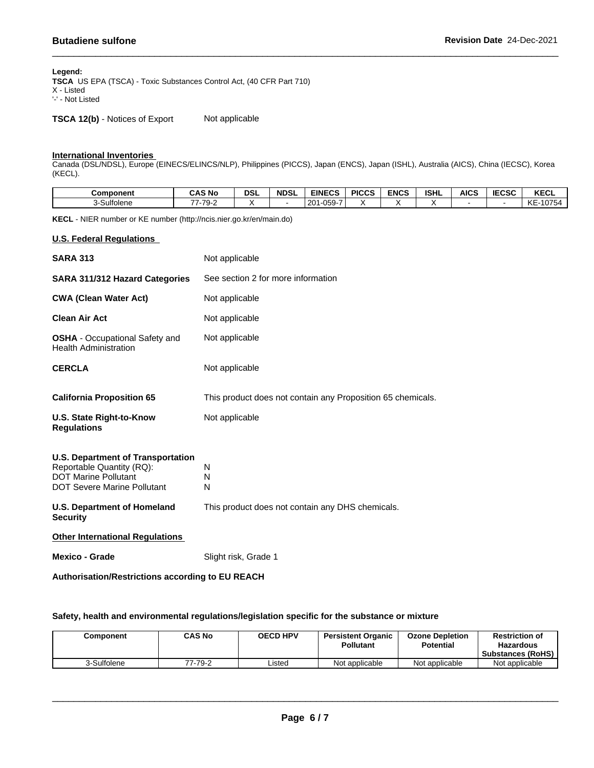**Legend:**
**TSCA** US EPA (TSCA) - Toxic Substances Control Act, (40 CFR Part 710)
X - Listed
'-' - Not Listed

**TSCA 12(b)** - Notices of Export    Not applicable

**International Inventories**
Canada (DSL/NDSL), Europe (EINECS/ELINCS/NLP), Philippines (PICCS), Japan (ENCS), Japan (ISHL), Australia (AICS), China (IECSC), Korea (KECL).

| Component | CAS No | DSL | NDSL | EINECS | PICCS | ENCS | ISHL | AICS | IECSC | KECL |
|---|---|---|---|---|---|---|---|---|---|---|
| 3-Sulfolene | 77-79-2 | X | - | 201-059-7 | X | X | X | - | - | KE-10754 |

**KECL** - NIER number or KE number (http://ncis.nier.go.kr/en/main.do)

**U.S. Federal Regulations**

**SARA 313** Not applicable

**SARA 311/312 Hazard Categories** See section 2 for more information

**CWA (Clean Water Act)** Not applicable

**Clean Air Act** Not applicable

**OSHA** - Occupational Safety and Health Administration Not applicable

**CERCLA** Not applicable

**California Proposition 65** This product does not contain any Proposition 65 chemicals.

**U.S. State Right-to-Know Regulations** Not applicable

**U.S. Department of Transportation**
Reportable Quantity (RQ): N
DOT Marine Pollutant N
DOT Severe Marine Pollutant N

**U.S. Department of Homeland Security** This product does not contain any DHS chemicals.

**Other International Regulations**

**Mexico - Grade** Slight risk, Grade 1

**Authorisation/Restrictions according to EU REACH**

**Safety, health and environmental regulations/legislation specific for the substance or mixture**

| Component | CAS No | OECD HPV | Persistent Organic Pollutant | Ozone Depletion Potential | Restriction of Hazardous Substances (RoHS) |
|---|---|---|---|---|---|
| 3-Sulfolene | 77-79-2 | Listed | Not applicable | Not applicable | Not applicable |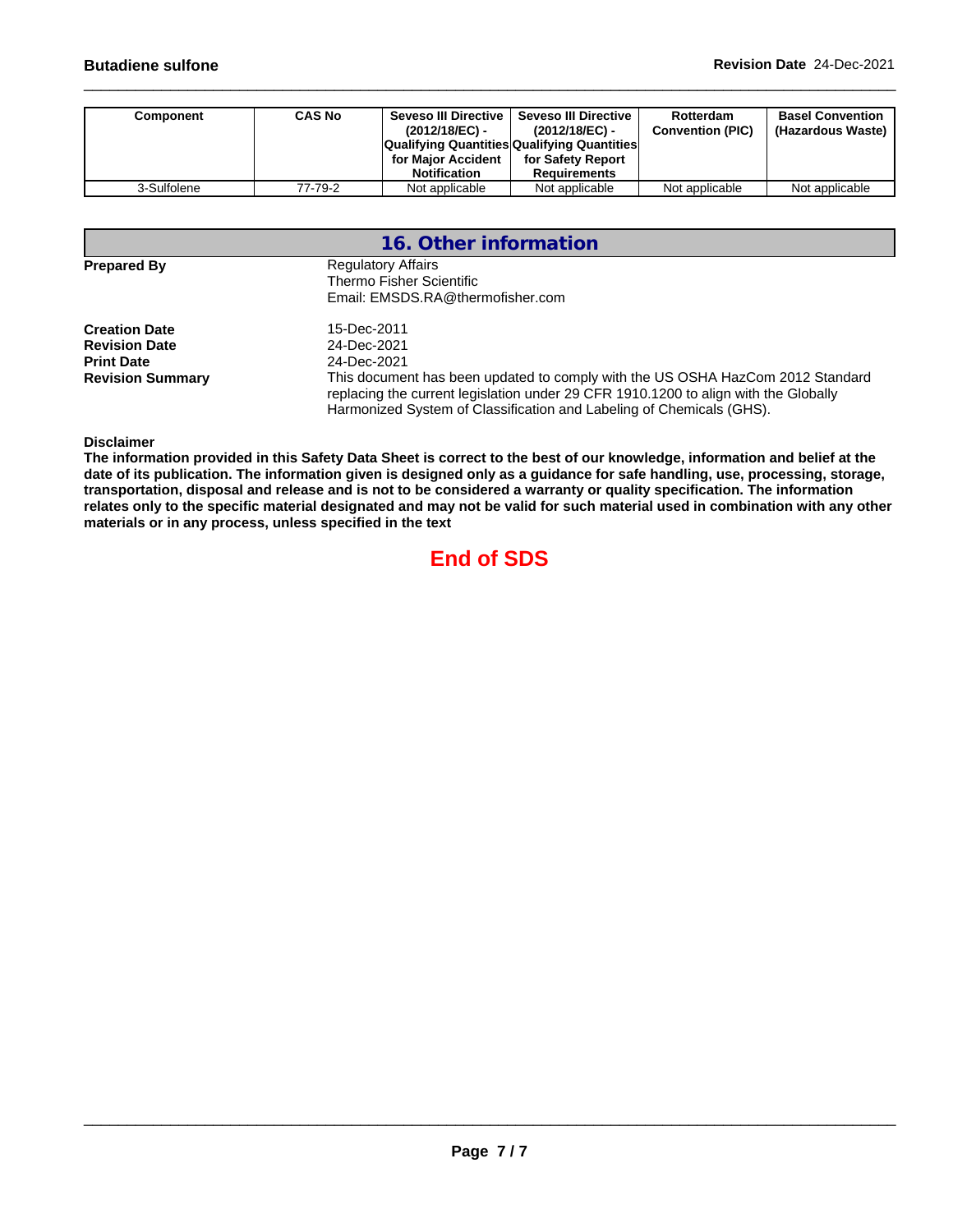| Component | CAS No | Seveso III Directive (2012/18/EC) - Qualifying Quantities for Major Accident Notification | Seveso III Directive (2012/18/EC) - Qualifying Quantities for Safety Report Requirements | Rotterdam Convention (PIC) | Basel Convention (Hazardous Waste) |
|---|---|---|---|---|---|
| 3-Sulfolene | 77-79-2 | Not applicable | Not applicable | Not applicable | Not applicable |

## 16. Other information

**Prepared By**
Regulatory Affairs
Thermo Fisher Scientific
Email: EMSDS.RA@thermofisher.com

**Creation Date** 15-Dec-2011
**Revision Date** 24-Dec-2021
**Print Date** 24-Dec-2021
**Revision Summary** This document has been updated to comply with the US OSHA HazCom 2012 Standard replacing the current legislation under 29 CFR 1910.1200 to align with the Globally Harmonized System of Classification and Labeling of Chemicals (GHS).

**Disclaimer**
**The information provided in this Safety Data Sheet is correct to the best of our knowledge, information and belief at the date of its publication. The information given is designed only as a guidance for safe handling, use, processing, storage, transportation, disposal and release and is not to be considered a warranty or quality specification. The information relates only to the specific material designated and may not be valid for such material used in combination with any other materials or in any process, unless specified in the text**

**End of SDS**